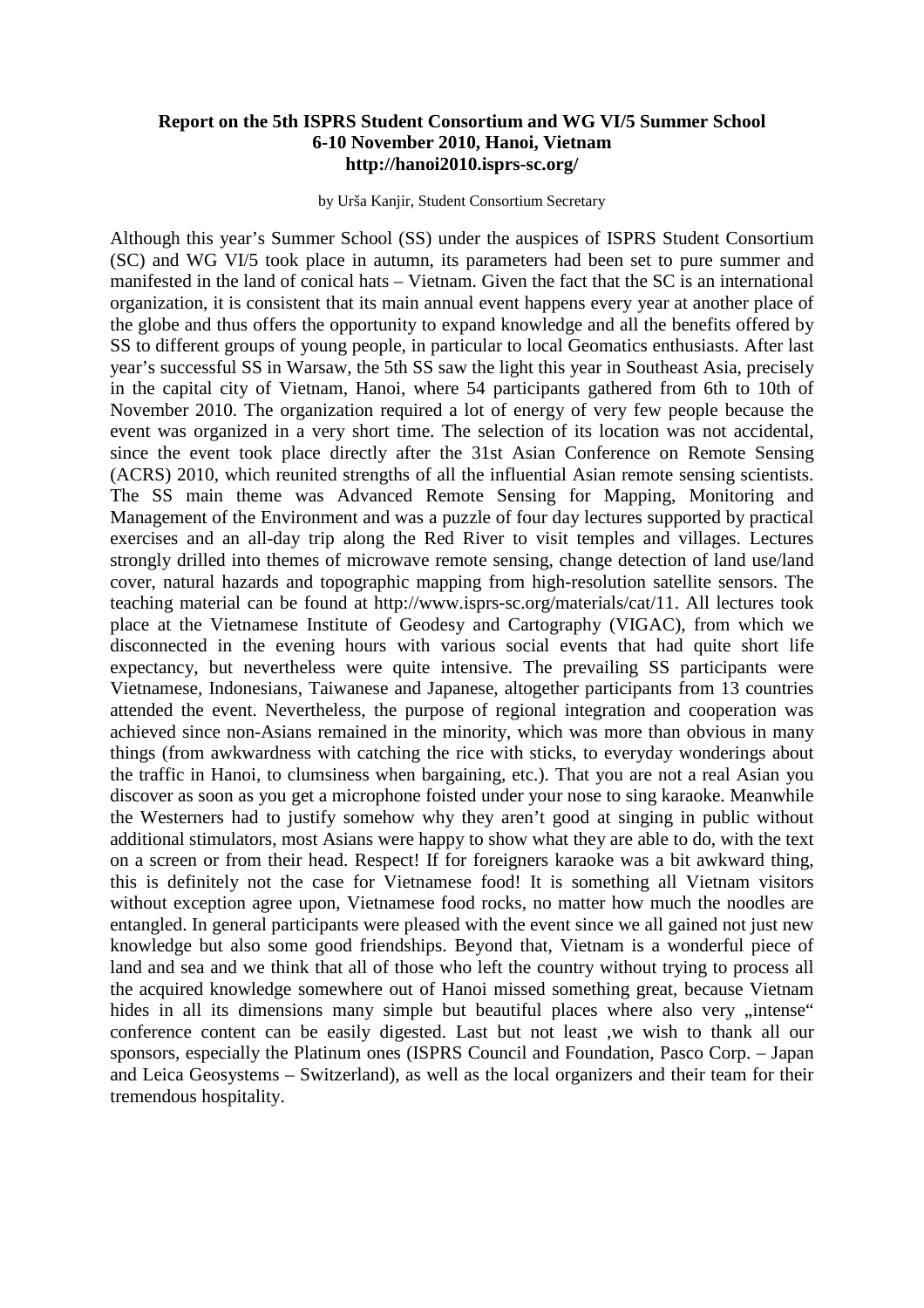**Report on the 5th ISPRS Student Consortium and WG VI/5 Summer School**
**6-10 November 2010, Hanoi, Vietnam**
**http://hanoi2010.isprs-sc.org/**

by Urša Kanjir, Student Consortium Secretary

Although this year's Summer School (SS) under the auspices of ISPRS Student Consortium (SC) and WG VI/5 took place in autumn, its parameters had been set to pure summer and manifested in the land of conical hats – Vietnam. Given the fact that the SC is an international organization, it is consistent that its main annual event happens every year at another place of the globe and thus offers the opportunity to expand knowledge and all the benefits offered by SS to different groups of young people, in particular to local Geomatics enthusiasts. After last year's successful SS in Warsaw, the 5th SS saw the light this year in Southeast Asia, precisely in the capital city of Vietnam, Hanoi, where 54 participants gathered from 6th to 10th of November 2010. The organization required a lot of energy of very few people because the event was organized in a very short time. The selection of its location was not accidental, since the event took place directly after the 31st Asian Conference on Remote Sensing (ACRS) 2010, which reunited strengths of all the influential Asian remote sensing scientists. The SS main theme was Advanced Remote Sensing for Mapping, Monitoring and Management of the Environment and was a puzzle of four day lectures supported by practical exercises and an all-day trip along the Red River to visit temples and villages. Lectures strongly drilled into themes of microwave remote sensing, change detection of land use/land cover, natural hazards and topographic mapping from high-resolution satellite sensors. The teaching material can be found at http://www.isprs-sc.org/materials/cat/11. All lectures took place at the Vietnamese Institute of Geodesy and Cartography (VIGAC), from which we disconnected in the evening hours with various social events that had quite short life expectancy, but nevertheless were quite intensive. The prevailing SS participants were Vietnamese, Indonesians, Taiwanese and Japanese, altogether participants from 13 countries attended the event. Nevertheless, the purpose of regional integration and cooperation was achieved since non-Asians remained in the minority, which was more than obvious in many things (from awkwardness with catching the rice with sticks, to everyday wonderings about the traffic in Hanoi, to clumsiness when bargaining, etc.). That you are not a real Asian you discover as soon as you get a microphone foisted under your nose to sing karaoke. Meanwhile the Westerners had to justify somehow why they aren't good at singing in public without additional stimulators, most Asians were happy to show what they are able to do, with the text on a screen or from their head. Respect! If for foreigners karaoke was a bit awkward thing, this is definitely not the case for Vietnamese food! It is something all Vietnam visitors without exception agree upon, Vietnamese food rocks, no matter how much the noodles are entangled. In general participants were pleased with the event since we all gained not just new knowledge but also some good friendships. Beyond that, Vietnam is a wonderful piece of land and sea and we think that all of those who left the country without trying to process all the acquired knowledge somewhere out of Hanoi missed something great, because Vietnam hides in all its dimensions many simple but beautiful places where also very „intense" conference content can be easily digested. Last but not least ,we wish to thank all our sponsors, especially the Platinum ones (ISPRS Council and Foundation, Pasco Corp. – Japan and Leica Geosystems – Switzerland), as well as the local organizers and their team for their tremendous hospitality.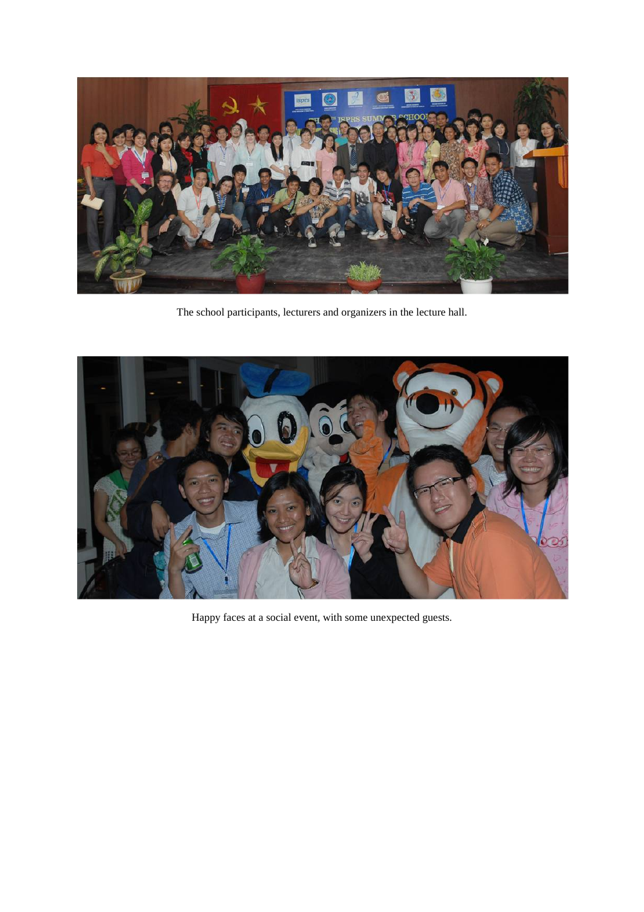The school participants, lecturers and organizers in the lecture hall.

Happy faces at a social event, with some unexpected guests.